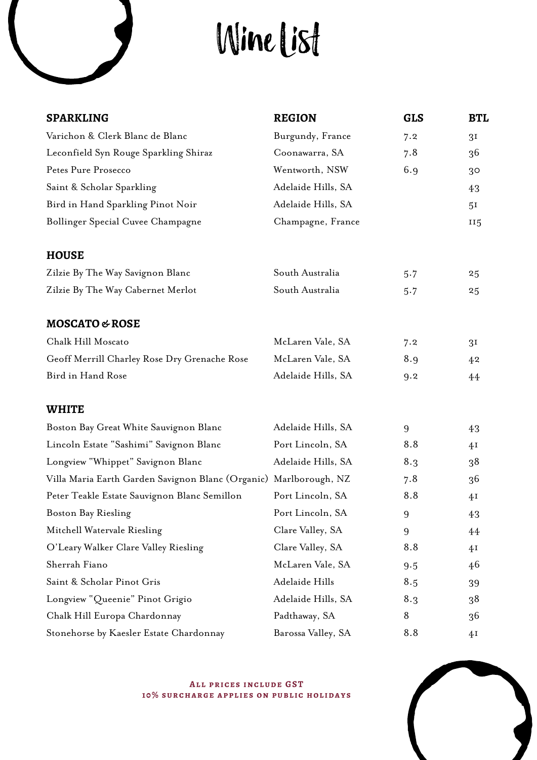# Wine List

| SPARKLING | REGION | GLS | BTL |
|---|---|---|---|
| Varichon & Clerk Blanc de Blanc | Burgundy, France | 7.2 | 31 |
| Leconfield Syn Rouge Sparkling Shiraz | Coonawarra, SA | 7.8 | 36 |
| Petes Pure Prosecco | Wentworth, NSW | 6.9 | 30 |
| Saint & Scholar Sparkling | Adelaide Hills, SA | | 43 |
| Bird in Hand Sparkling Pinot Noir | Adelaide Hills, SA | | 51 |
| Bollinger Special Cuvee Champagne | Champagne, France | | 115 |

| HOUSE | | | |
|---|---|---|---|
| Zilzie By The Way Savignon Blanc | South Australia | 5.7 | 25 |
| Zilzie By The Way Cabernet Merlot | South Australia | 5.7 | 25 |

| MOSCATO & ROSE | | | |
|---|---|---|---|
| Chalk Hill Moscato | McLaren Vale, SA | 7.2 | 31 |
| Geoff Merrill Charley Rose Dry Grenache Rose | McLaren Vale, SA | 8.9 | 42 |
| Bird in Hand Rose | Adelaide Hills, SA | 9.2 | 44 |

| WHITE | | | |
|---|---|---|---|
| Boston Bay Great White Sauvignon Blanc | Adelaide Hills, SA | 9 | 43 |
| Lincoln Estate "Sashimi" Savignon Blanc | Port Lincoln, SA | 8.8 | 41 |
| Longview "Whippet" Savignon Blanc | Adelaide Hills, SA | 8.3 | 38 |
| Villa Maria Earth Garden Savignon Blanc (Organic) | Marlborough, NZ | 7.8 | 36 |
| Peter Teakle Estate Sauvignon Blanc Semillon | Port Lincoln, SA | 8.8 | 41 |
| Boston Bay Riesling | Port Lincoln, SA | 9 | 43 |
| Mitchell Watervale Riesling | Clare Valley, SA | 9 | 44 |
| O'Leary Walker Clare Valley Riesling | Clare Valley, SA | 8.8 | 41 |
| Sherrah Fiano | McLaren Vale, SA | 9.5 | 46 |
| Saint & Scholar Pinot Gris | Adelaide Hills | 8.5 | 39 |
| Longview "Queenie" Pinot Grigio | Adelaide Hills, SA | 8.3 | 38 |
| Chalk Hill Europa Chardonnay | Padthaway, SA | 8 | 36 |
| Stonehorse by Kaesler Estate Chardonnay | Barossa Valley, SA | 8.8 | 41 |

**ALL PRICES INCLUDE GST**
**10% SURCHARGE APPLIES ON PUBLIC HOLIDAYS**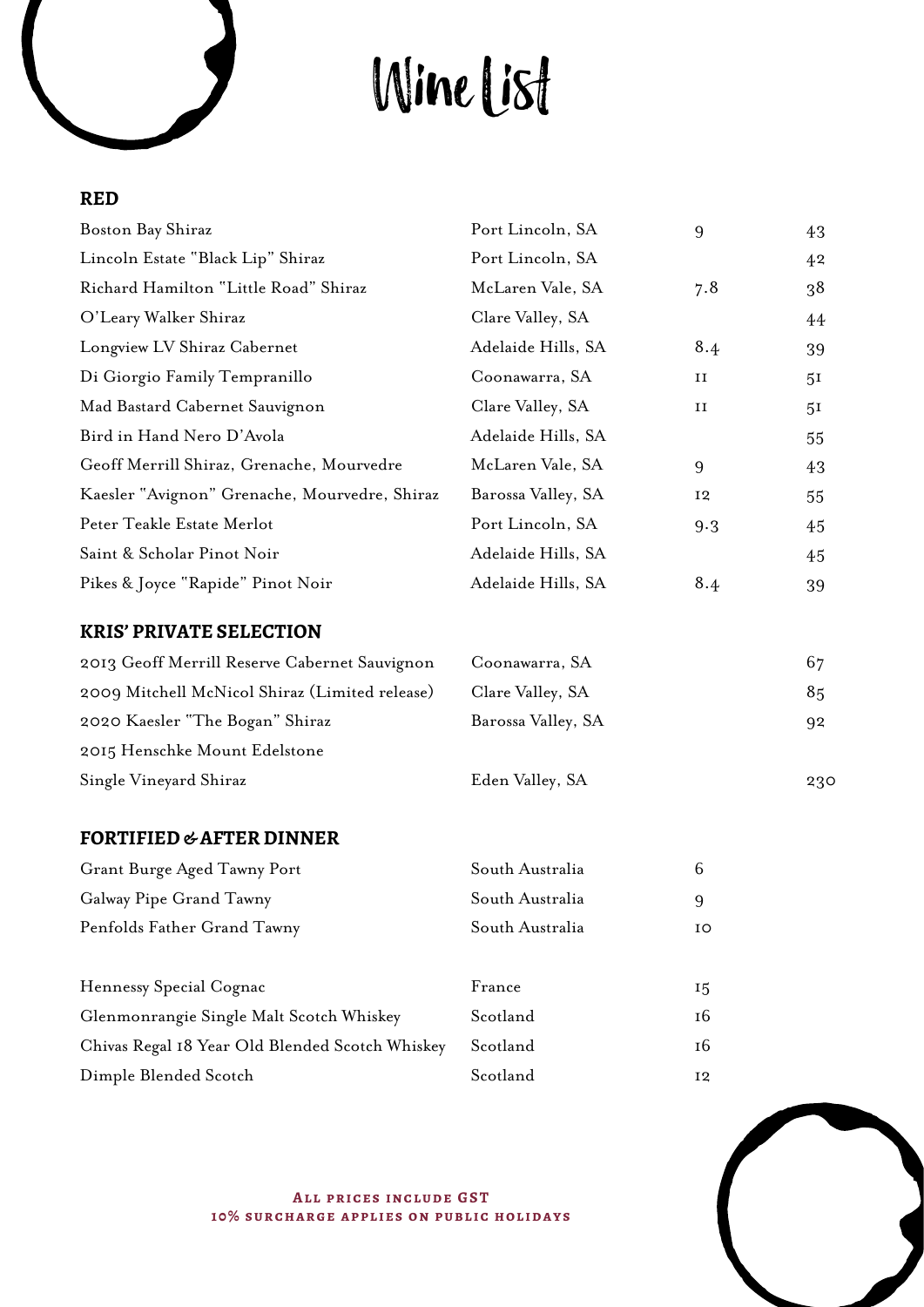# Wine List

## RED

| | | | |
|---|---|---|---|
| Boston Bay Shiraz | Port Lincoln, SA | 9 | 43 |
| Lincoln Estate "Black Lip" Shiraz | Port Lincoln, SA | | 42 |
| Richard Hamilton "Little Road" Shiraz | McLaren Vale, SA | 7.8 | 38 |
| O'Leary Walker Shiraz | Clare Valley, SA | | 44 |
| Longview LV Shiraz Cabernet | Adelaide Hills, SA | 8.4 | 39 |
| Di Giorgio Family Tempranillo | Coonawarra, SA | 11 | 51 |
| Mad Bastard Cabernet Sauvignon | Clare Valley, SA | 11 | 51 |
| Bird in Hand Nero D'Avola | Adelaide Hills, SA | | 55 |
| Geoff Merrill Shiraz, Grenache, Mourvedre | McLaren Vale, SA | 9 | 43 |
| Kaesler "Avignon" Grenache, Mourvedre, Shiraz | Barossa Valley, SA | 12 | 55 |
| Peter Teakle Estate Merlot | Port Lincoln, SA | 9.3 | 45 |
| Saint & Scholar Pinot Noir | Adelaide Hills, SA | | 45 |
| Pikes & Joyce "Rapide" Pinot Noir | Adelaide Hills, SA | 8.4 | 39 |

## KRIS' PRIVATE SELECTION

| | | |
|---|---|---|
| 2013 Geoff Merrill Reserve Cabernet Sauvignon | Coonawarra, SA | 67 |
| 2009 Mitchell McNicol Shiraz (Limited release) | Clare Valley, SA | 85 |
| 2020 Kaesler "The Bogan" Shiraz | Barossa Valley, SA | 92 |
| 2015 Henschke Mount Edelstone Single Vineyard Shiraz | Eden Valley, SA | 230 |

## FORTIFIED & AFTER DINNER

| | | |
|---|---|---|
| Grant Burge Aged Tawny Port | South Australia | 6 |
| Galway Pipe Grand Tawny | South Australia | 9 |
| Penfolds Father Grand Tawny | South Australia | 10 |

| | | |
|---|---|---|
| Hennessy Special Cognac | France | 15 |
| Glenmonrangie Single Malt Scotch Whiskey | Scotland | 16 |
| Chivas Regal 18 Year Old Blended Scotch Whiskey | Scotland | 16 |
| Dimple Blended Scotch | Scotland | 12 |

**All prices include GST**
**10% surcharge applies on public holidays**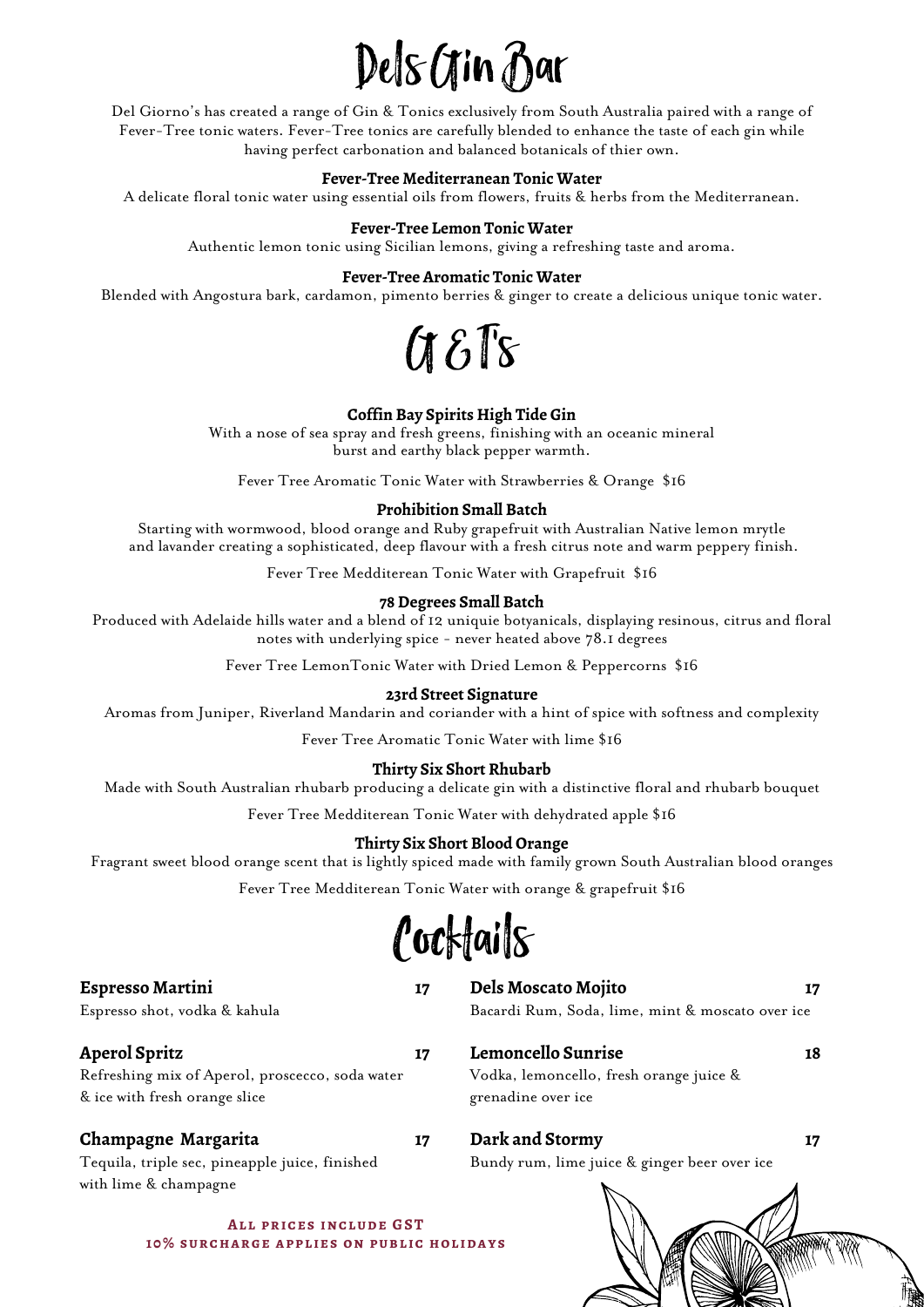# Dels Gin Bar

Del Giorno's has created a range of Gin & Tonics exclusively from South Australia paired with a range of Fever-Tree tonic waters. Fever-Tree tonics are carefully blended to enhance the taste of each gin while having perfect carbonation and balanced botanicals of thier own.

**Fever-Tree Mediterranean Tonic Water**
A delicate floral tonic water using essential oils from flowers, fruits & herbs from the Mediterranean.

**Fever-Tree Lemon Tonic Water**
Authentic lemon tonic using Sicilian lemons, giving a refreshing taste and aroma.

**Fever-Tree Aromatic Tonic Water**
Blended with Angostura bark, cardamon, pimento berries & ginger to create a delicious unique tonic water.

# G & T's

**Coffin Bay Spirits High Tide Gin**
With a nose of sea spray and fresh greens, finishing with an oceanic mineral burst and earthy black pepper warmth.

Fever Tree Aromatic Tonic Water with Strawberries & Orange $16

**Prohibition Small Batch**
Starting with wormwood, blood orange and Ruby grapefruit with Australian Native lemon mrytle and lavander creating a sophisticated, deep flavour with a fresh citrus note and warm peppery finish.

Fever Tree Medditerean Tonic Water with Grapefruit $16

**78 Degrees Small Batch**
Produced with Adelaide hills water and a blend of 12 uniquie botyanicals, displaying resinous, citrus and floral notes with underlying spice - never heated above 78.1 degrees

Fever Tree LemonTonic Water with Dried Lemon & Peppercorns $16

**23rd Street Signature**
Aromas from Juniper, Riverland Mandarin and coriander with a hint of spice with softness and complexity

Fever Tree Aromatic Tonic Water with lime $16

**Thirty Six Short Rhubarb**
Made with South Australian rhubarb producing a delicate gin with a distinctive floral and rhubarb bouquet

Fever Tree Medditerean Tonic Water with dehydrated apple $16

**Thirty Six Short Blood Orange**
Fragrant sweet blood orange scent that is lightly spiced made with family grown South Australian blood oranges

Fever Tree Medditerean Tonic Water with orange & grapefruit $16

# Cocktails

**Espresso Martini** 17
Espresso shot, vodka & kahula

**Aperol Spritz** 17
Refreshing mix of Aperol, proscecco, soda water & ice with fresh orange slice

**Champagne Margarita** 17
Tequila, triple sec, pineapple juice, finished with lime & champagne

**Dels Moscato Mojito** 17
Bacardi Rum, Soda, lime, mint & moscato over ice

**Lemoncello Sunrise** 18
Vodka, lemoncello, fresh orange juice & grenadine over ice

**Dark and Stormy** 17
Bundy rum, lime juice & ginger beer over ice

**All prices include GST**
**10% surcharge applies on public holidays**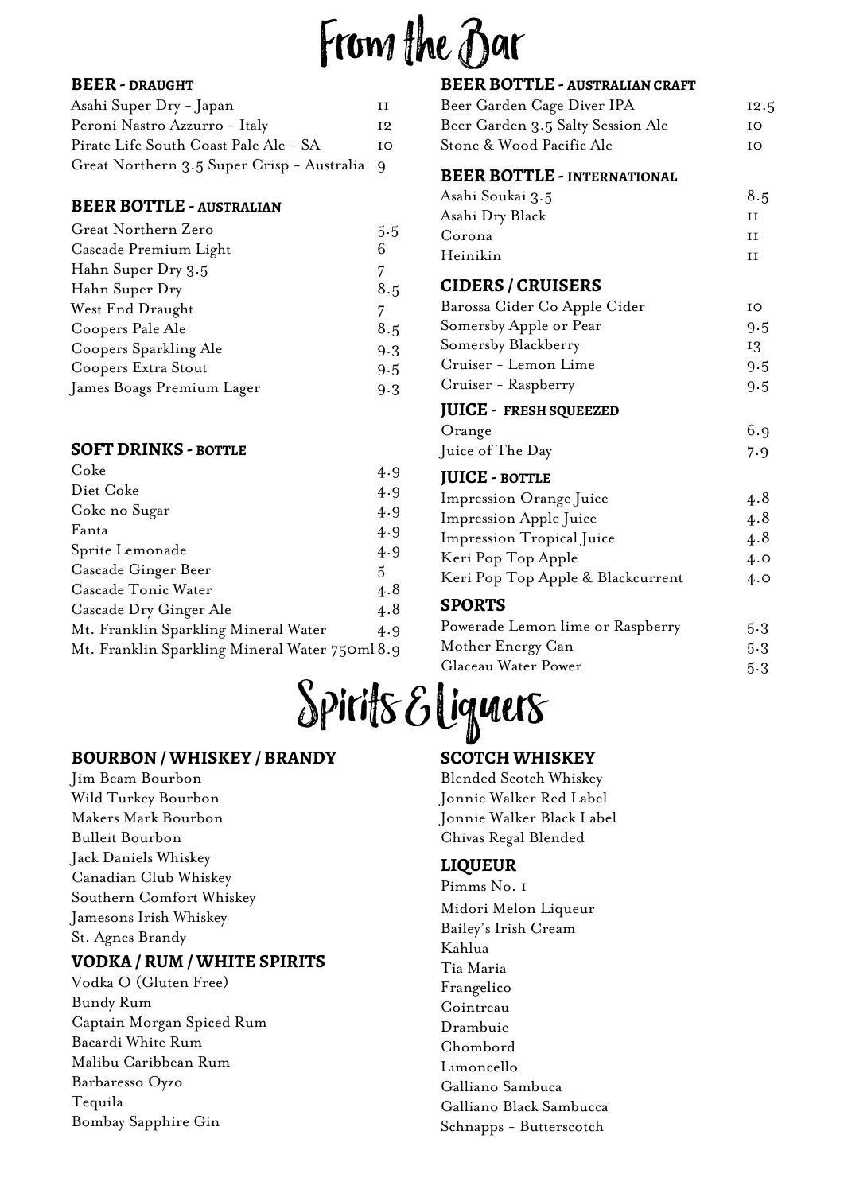# From the Bar

## BEER - DRAUGHT

| | |
|---|---|
| Asahi Super Dry - Japan | 11 |
| Peroni Nastro Azzurro - Italy | 12 |
| Pirate Life South Coast Pale Ale - SA | 10 |
| Great Northern 3.5 Super Crisp - Australia | 9 |

## BEER BOTTLE - AUSTRALIAN

| | |
|---|---|
| Great Northern Zero | 5.5 |
| Cascade Premium Light | 6 |
| Hahn Super Dry 3.5 | 7 |
| Hahn Super Dry | 8.5 |
| West End Draught | 7 |
| Coopers Pale Ale | 8.5 |
| Coopers Sparkling Ale | 9.3 |
| Coopers Extra Stout | 9.5 |
| James Boags Premium Lager | 9.3 |

## SOFT DRINKS - BOTTLE

| | |
|---|---|
| Coke | 4.9 |
| Diet Coke | 4.9 |
| Coke no Sugar | 4.9 |
| Fanta | 4.9 |
| Sprite Lemonade | 4.9 |
| Cascade Ginger Beer | 5 |
| Cascade Tonic Water | 4.8 |
| Cascade Dry Ginger Ale | 4.8 |
| Mt. Franklin Sparkling Mineral Water | 4.9 |
| Mt. Franklin Sparkling Mineral Water 750ml | 8.9 |

## BEER BOTTLE - AUSTRALIAN CRAFT

| | |
|---|---|
| Beer Garden Cage Diver IPA | 12.5 |
| Beer Garden 3.5 Salty Session Ale | 10 |
| Stone & Wood Pacific Ale | 10 |

## BEER BOTTLE - INTERNATIONAL

| | |
|---|---|
| Asahi Soukai 3.5 | 8.5 |
| Asahi Dry Black | 11 |
| Corona | 11 |
| Heinikin | 11 |

## CIDERS / CRUISERS

| | |
|---|---|
| Barossa Cider Co Apple Cider | 10 |
| Somersby Apple or Pear | 9.5 |
| Somersby Blackberry | 13 |
| Cruiser - Lemon Lime | 9.5 |
| Cruiser - Raspberry | 9.5 |

## JUICE - FRESH SQUEEZED

| | |
|---|---|
| Orange | 6.9 |
| Juice of The Day | 7.9 |

## JUICE - BOTTLE

| | |
|---|---|
| Impression Orange Juice | 4.8 |
| Impression Apple Juice | 4.8 |
| Impression Tropical Juice | 4.8 |
| Keri Pop Top Apple | 4.0 |
| Keri Pop Top Apple & Blackcurrent | 4.0 |

## SPORTS

| | |
|---|---|
| Powerade Lemon lime or Raspberry | 5.3 |
| Mother Energy Can | 5.3 |
| Glaceau Water Power | 5.3 |

# Spirits & Liquers

## BOURBON / WHISKEY / BRANDY

Jim Beam Bourbon
Wild Turkey Bourbon
Makers Mark Bourbon
Bulleit Bourbon
Jack Daniels Whiskey
Canadian Club Whiskey
Southern Comfort Whiskey
Jamesons Irish Whiskey
St. Agnes Brandy

## VODKA / RUM / WHITE SPIRITS

Vodka O (Gluten Free)
Bundy Rum
Captain Morgan Spiced Rum
Bacardi White Rum
Malibu Caribbean Rum
Barbaresso Oyzo
Tequila
Bombay Sapphire Gin

## SCOTCH WHISKEY

Blended Scotch Whiskey
Jonnie Walker Red Label
Jonnie Walker Black Label
Chivas Regal Blended

## LIQUEUR

Pimms No. 1
Midori Melon Liqueur
Bailey's Irish Cream
Kahlua
Tia Maria
Frangelico
Cointreau
Drambuie
Chombord
Limoncello
Galliano Sambuca
Galliano Black Sambucca
Schnapps - Butterscotch